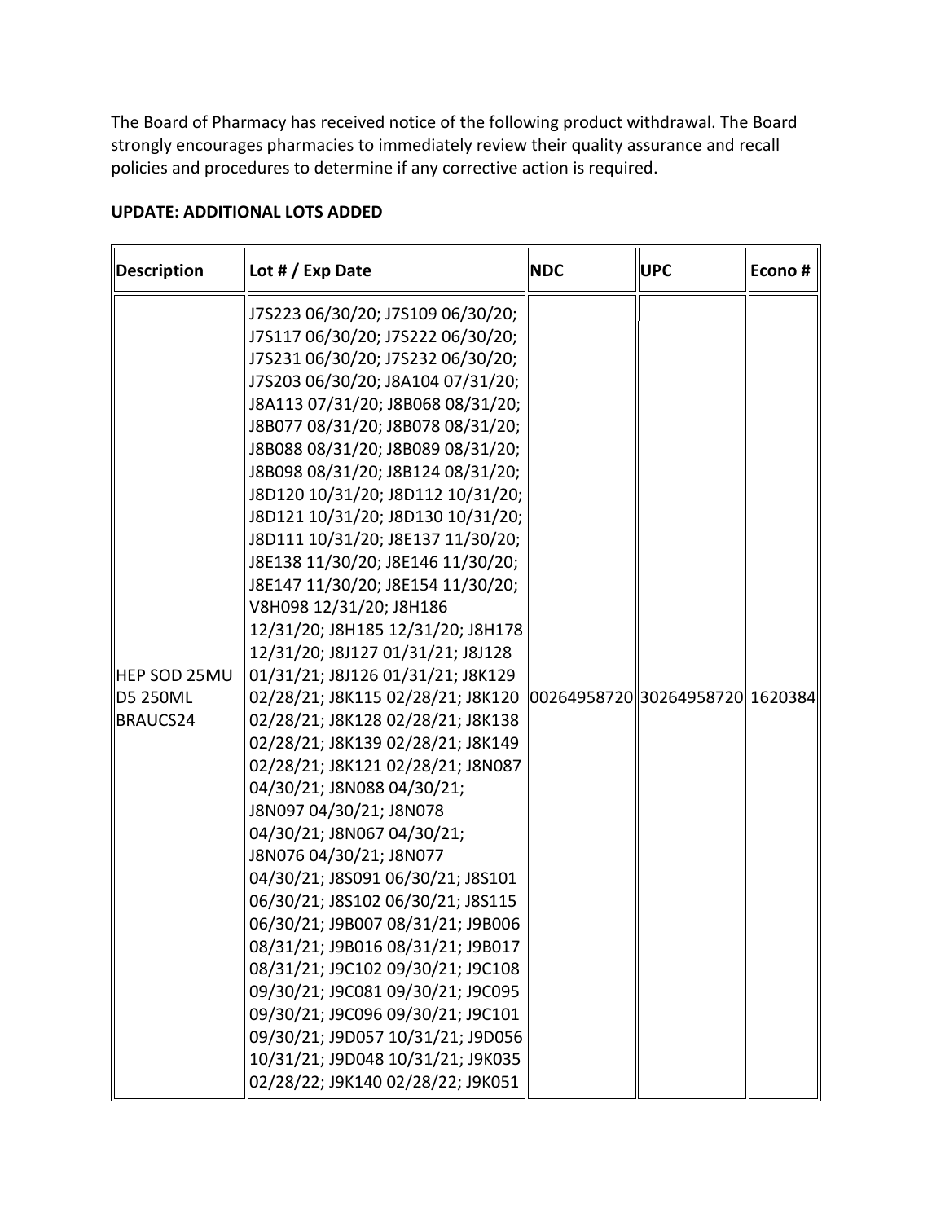The Board of Pharmacy has received notice of the following product withdrawal. The Board strongly encourages pharmacies to immediately review their quality assurance and recall policies and procedures to determine if any corrective action is required.

**UPDATE: ADDITIONAL LOTS ADDED**

| Description | Lot # / Exp Date | NDC | UPC | Econo # |
|---|---|---|---|---|
| HEP SOD 25MU D5 250ML BRAUCS24 | J7S223 06/30/20; J7S109 06/30/20; J7S117 06/30/20; J7S222 06/30/20; J7S231 06/30/20; J7S232 06/30/20; J7S203 06/30/20; J8A104 07/31/20; J8A113 07/31/20; J8B068 08/31/20; J8B077 08/31/20; J8B078 08/31/20; J8B088 08/31/20; J8B089 08/31/20; J8B098 08/31/20; J8B124 08/31/20; J8D120 10/31/20; J8D112 10/31/20; J8D121 10/31/20; J8D130 10/31/20; J8D111 10/31/20; J8E137 11/30/20; J8E138 11/30/20; J8E146 11/30/20; J8E147 11/30/20; J8E154 11/30/20; V8H098 12/31/20; J8H186 12/31/20; J8H185 12/31/20; J8H178 12/31/20; J8J127 01/31/21; J8J128 01/31/21; J8J126 01/31/21; J8K129 02/28/21; J8K115 02/28/21; J8K120 02/28/21; J8K128 02/28/21; J8K138 02/28/21; J8K139 02/28/21; J8K149 02/28/21; J8K121 02/28/21; J8N087 04/30/21; J8N088 04/30/21; J8N097 04/30/21; J8N078 04/30/21; J8N067 04/30/21; J8N076 04/30/21; J8N077 04/30/21; J8S091 06/30/21; J8S101 06/30/21; J8S102 06/30/21; J8S115 06/30/21; J9B007 08/31/21; J9B006 08/31/21; J9B016 08/31/21; J9B017 08/31/21; J9C102 09/30/21; J9C108 09/30/21; J9C081 09/30/21; J9C095 09/30/21; J9C096 09/30/21; J9C101 09/30/21; J9D057 10/31/21; J9D056 10/31/21; J9D048 10/31/21; J9K035 02/28/22; J9K140 02/28/22; J9K051 | 00264958720 | 30264958720 | 1620384 |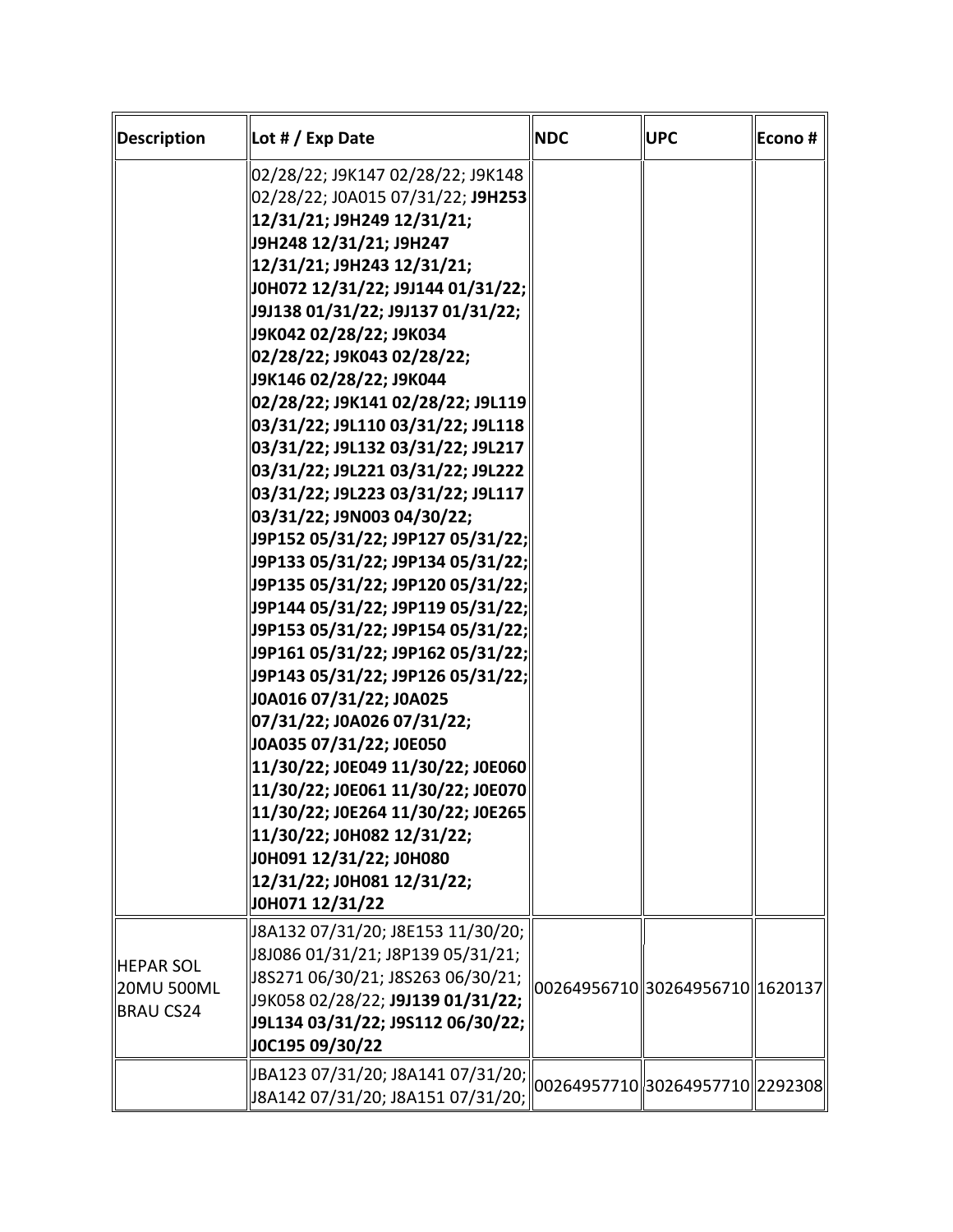| Description | Lot # / Exp Date | NDC | UPC | Econo # |
|---|---|---|---|---|
| | 02/28/22; J9K147 02/28/22; J9K148 02/28/22; J0A015 07/31/22; **J9H253 12/31/21; J9H249 12/31/21; J9H248 12/31/21; J9H247 12/31/21; J9H243 12/31/21; J0H072 12/31/22; J9J144 01/31/22; J9J138 01/31/22; J9J137 01/31/22; J9K042 02/28/22; J9K034 02/28/22; J9K043 02/28/22; J9K146 02/28/22; J9K044 02/28/22; J9K141 02/28/22; J9L119 03/31/22; J9L110 03/31/22; J9L118 03/31/22; J9L132 03/31/22; J9L217 03/31/22; J9L221 03/31/22; J9L222 03/31/22; J9L223 03/31/22; J9L117 03/31/22; J9N003 04/30/22; J9P152 05/31/22; J9P127 05/31/22; J9P133 05/31/22; J9P134 05/31/22; J9P135 05/31/22; J9P120 05/31/22; J9P144 05/31/22; J9P119 05/31/22; J9P153 05/31/22; J9P154 05/31/22; J9P161 05/31/22; J9P162 05/31/22; J9P143 05/31/22; J9P126 05/31/22; J0A016 07/31/22; J0A025 07/31/22; J0A026 07/31/22; J0A035 07/31/22; J0E050 11/30/22; J0E049 11/30/22; J0E060 11/30/22; J0E061 11/30/22; J0E070 11/30/22; J0E264 11/30/22; J0E265 11/30/22; J0H082 12/31/22; J0H091 12/31/22; J0H080 12/31/22; J0H081 12/31/22; J0H071 12/31/22** | | | |
| HEPAR SOL 20MU 500ML BRAU CS24 | J8A132 07/31/20; J8E153 11/30/20; J8J086 01/31/21; J8P139 05/31/21; J8S271 06/30/21; J8S263 06/30/21; J9K058 02/28/22; **J9J139 01/31/22; J9L134 03/31/22; J9S112 06/30/22; J0C195 09/30/22** | 00264956710 | 30264956710 | 1620137 |
| | JBA123 07/31/20; J8A141 07/31/20; J8A142 07/31/20; J8A151 07/31/20; | 00264957710 | 30264957710 | 2292308 |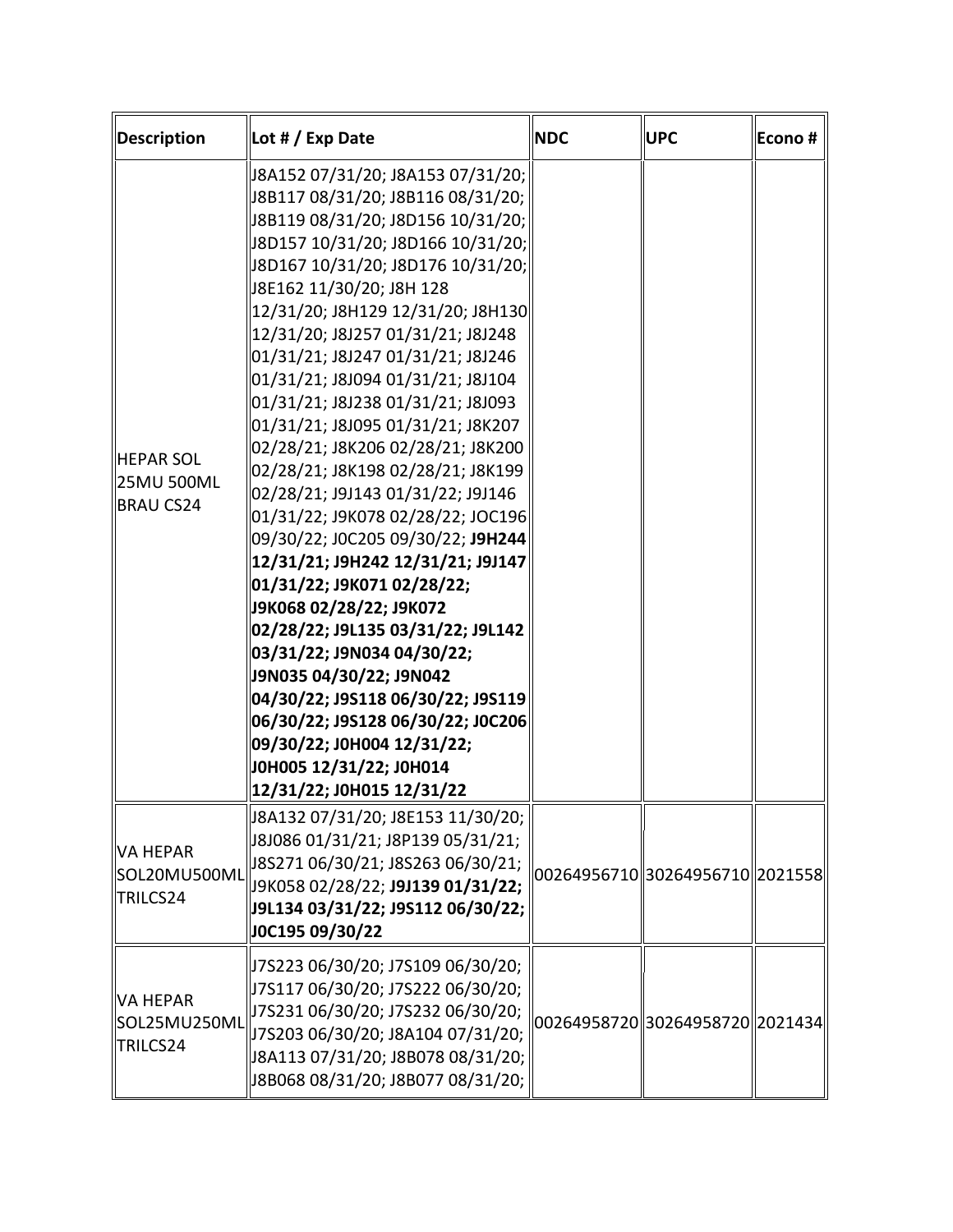| Description | Lot # / Exp Date | NDC | UPC | Econo # |
| --- | --- | --- | --- | --- |
| HEPAR SOL 25MU 500ML BRAU CS24 | J8A152 07/31/20; J8A153 07/31/20; J8B117 08/31/20; J8B116 08/31/20; J8B119 08/31/20; J8D156 10/31/20; J8D157 10/31/20; J8D166 10/31/20; J8D167 10/31/20; J8D176 10/31/20; J8E162 11/30/20; J8H 128 12/31/20; J8H129 12/31/20; J8H130 12/31/20; J8J257 01/31/21; J8J248 01/31/21; J8J247 01/31/21; J8J246 01/31/21; J8J094 01/31/21; J8J104 01/31/21; J8J238 01/31/21; J8J093 01/31/21; J8J095 01/31/21; J8K207 02/28/21; J8K206 02/28/21; J8K200 02/28/21; J8K198 02/28/21; J8K199 02/28/21; J9J143 01/31/22; J9J146 01/31/22; J9K078 02/28/22; JOC196 09/30/22; J0C205 09/30/22; **J9H244 12/31/21; J9H242 12/31/21; J9J147 01/31/22; J9K071 02/28/22; J9K068 02/28/22; J9K072 02/28/22; J9L135 03/31/22; J9L142 03/31/22; J9N034 04/30/22; J9N035 04/30/22; J9N042 04/30/22; J9S118 06/30/22; J9S119 06/30/22; J9S128 06/30/22; J0C206 09/30/22; J0H004 12/31/22; J0H005 12/31/22; J0H014 12/31/22; J0H015 12/31/22** | | | |
| VA HEPAR SOL20MU500ML TRILCS24 | J8A132 07/31/20; J8E153 11/30/20; J8J086 01/31/21; J8P139 05/31/21; J8S271 06/30/21; J8S263 06/30/21; J9K058 02/28/22; **J9J139 01/31/22; J9L134 03/31/22; J9S112 06/30/22; J0C195 09/30/22** | 00264956710 | 30264956710 | 2021558 |
| VA HEPAR SOL25MU250ML TRILCS24 | J7S223 06/30/20; J7S109 06/30/20; J7S117 06/30/20; J7S222 06/30/20; J7S231 06/30/20; J7S232 06/30/20; J7S203 06/30/20; J8A104 07/31/20; J8A113 07/31/20; J8B078 08/31/20; J8B068 08/31/20; J8B077 08/31/20; | 00264958720 | 30264958720 | 2021434 |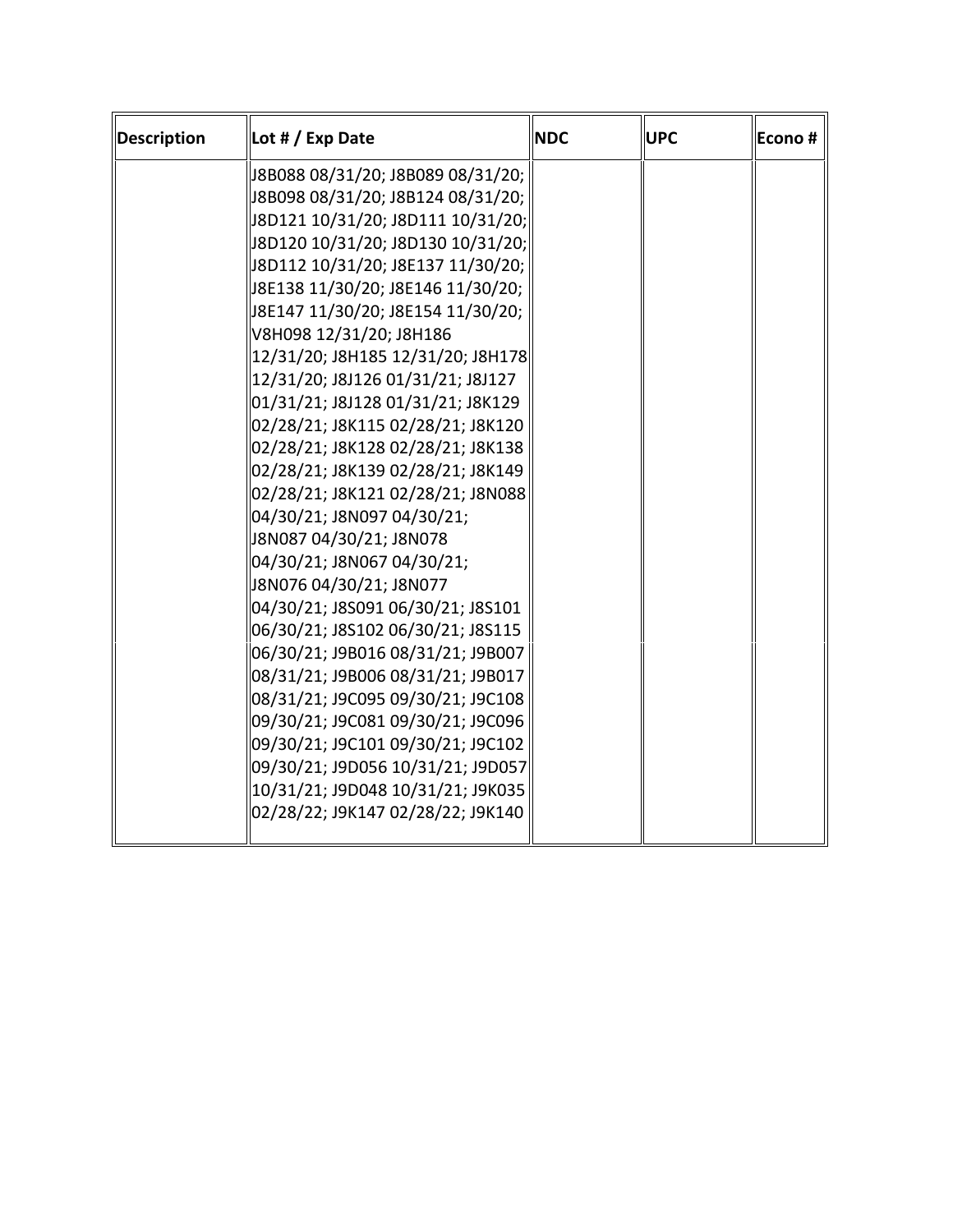| Description | Lot # / Exp Date | NDC | UPC | Econo # |
|---|---|---|---|---|
| | J8B088 08/31/20; J8B089 08/31/20; J8B098 08/31/20; J8B124 08/31/20; J8D121 10/31/20; J8D111 10/31/20; J8D120 10/31/20; J8D130 10/31/20; J8D112 10/31/20; J8E137 11/30/20; J8E138 11/30/20; J8E146 11/30/20; J8E147 11/30/20; J8E154 11/30/20; V8H098 12/31/20; J8H186 12/31/20; J8H185 12/31/20; J8H178 12/31/20; J8J126 01/31/21; J8J127 01/31/21; J8J128 01/31/21; J8K129 02/28/21; J8K115 02/28/21; J8K120 02/28/21; J8K128 02/28/21; J8K138 02/28/21; J8K139 02/28/21; J8K149 02/28/21; J8K121 02/28/21; J8N088 04/30/21; J8N097 04/30/21; J8N087 04/30/21; J8N078 04/30/21; J8N067 04/30/21; J8N076 04/30/21; J8N077 04/30/21; J8S091 06/30/21; J8S101 06/30/21; J8S102 06/30/21; J8S115 06/30/21; J9B016 08/31/21; J9B007 08/31/21; J9B006 08/31/21; J9B017 08/31/21; J9C095 09/30/21; J9C108 09/30/21; J9C081 09/30/21; J9C096 09/30/21; J9C101 09/30/21; J9C102 09/30/21; J9D056 10/31/21; J9D057 10/31/21; J9D048 10/31/21; J9K035 02/28/22; J9K147 02/28/22; J9K140 | | | |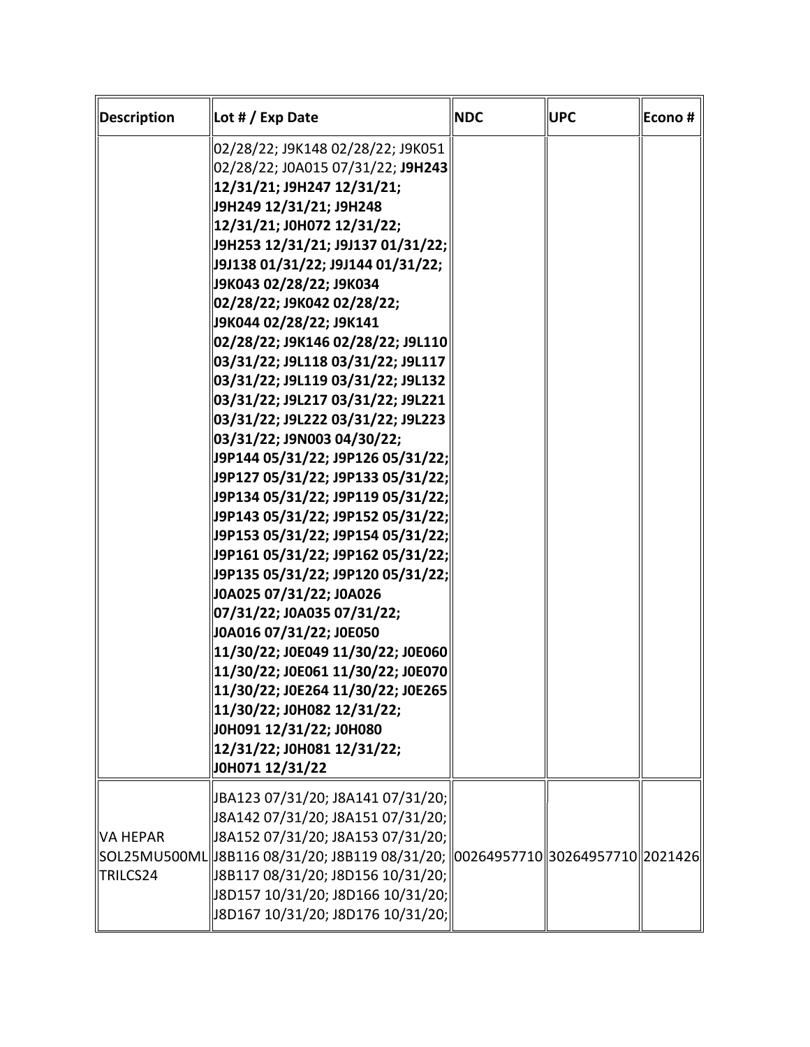| Description | Lot # / Exp Date | NDC | UPC | Econo # |
|---|---|---|---|---|
| | 02/28/22; J9K148 02/28/22; J9K051 02/28/22; J0A015 07/31/22; **J9H243 12/31/21; J9H247 12/31/21; J9H249 12/31/21; J9H248 12/31/21; J0H072 12/31/22; J9H253 12/31/21; J9J137 01/31/22; J9J138 01/31/22; J9J144 01/31/22; J9K043 02/28/22; J9K034 02/28/22; J9K042 02/28/22; J9K044 02/28/22; J9K141 02/28/22; J9K146 02/28/22; J9L110 03/31/22; J9L118 03/31/22; J9L117 03/31/22; J9L119 03/31/22; J9L132 03/31/22; J9L217 03/31/22; J9L221 03/31/22; J9L222 03/31/22; J9L223 03/31/22; J9N003 04/30/22; J9P144 05/31/22; J9P126 05/31/22; J9P127 05/31/22; J9P133 05/31/22; J9P134 05/31/22; J9P119 05/31/22; J9P143 05/31/22; J9P152 05/31/22; J9P153 05/31/22; J9P154 05/31/22; J9P161 05/31/22; J9P162 05/31/22; J9P135 05/31/22; J9P120 05/31/22; J0A025 07/31/22; J0A026 07/31/22; J0A035 07/31/22; J0A016 07/31/22; J0E050 11/30/22; J0E049 11/30/22; J0E060 11/30/22; J0E061 11/30/22; J0E070 11/30/22; J0E264 11/30/22; J0E265 11/30/22; J0H082 12/31/22; J0H091 12/31/22; J0H080 12/31/22; J0H081 12/31/22; J0H071 12/31/22** | | | |
| VA HEPAR SOL25MU500ML TRILCS24 | JBA123 07/31/20; J8A141 07/31/20; J8A142 07/31/20; J8A151 07/31/20; J8A152 07/31/20; J8A153 07/31/20; J8B116 08/31/20; J8B119 08/31/20; J8B117 08/31/20; J8D156 10/31/20; J8D157 10/31/20; J8D166 10/31/20; J8D167 10/31/20; J8D176 10/31/20; | 00264957710 | 30264957710 | 2021426 |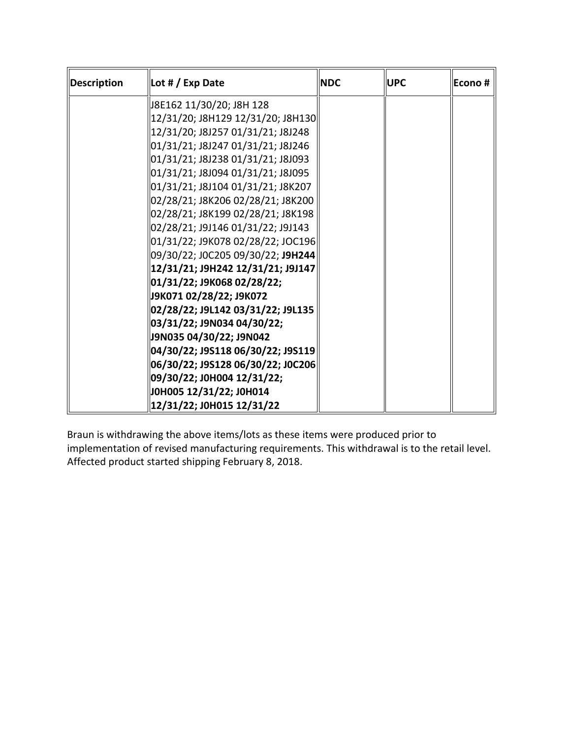| Description | Lot # / Exp Date | NDC | UPC | Econo # |
| --- | --- | --- | --- | --- |
| | J8E162 11/30/20; J8H 128 12/31/20; J8H129 12/31/20; J8H130 12/31/20; J8J257 01/31/21; J8J248 01/31/21; J8J247 01/31/21; J8J246 01/31/21; J8J238 01/31/21; J8J093 01/31/21; J8J094 01/31/21; J8J095 01/31/21; J8J104 01/31/21; J8K207 02/28/21; J8K206 02/28/21; J8K200 02/28/21; J8K199 02/28/21; J8K198 02/28/21; J9J146 01/31/22; J9J143 01/31/22; J9K078 02/28/22; JOC196 09/30/22; J0C205 09/30/22; **J9H244 12/31/21; J9H242 12/31/21; J9J147 01/31/22; J9K068 02/28/22; J9K071 02/28/22; J9K072 02/28/22; J9L142 03/31/22; J9L135 03/31/22; J9N034 04/30/22; J9N035 04/30/22; J9N042 04/30/22; J9S118 06/30/22; J9S119 06/30/22; J9S128 06/30/22; J0C206 09/30/22; J0H004 12/31/22; J0H005 12/31/22; J0H014 12/31/22; J0H015 12/31/22** | | | |

Braun is withdrawing the above items/lots as these items were produced prior to implementation of revised manufacturing requirements. This withdrawal is to the retail level. Affected product started shipping February 8, 2018.